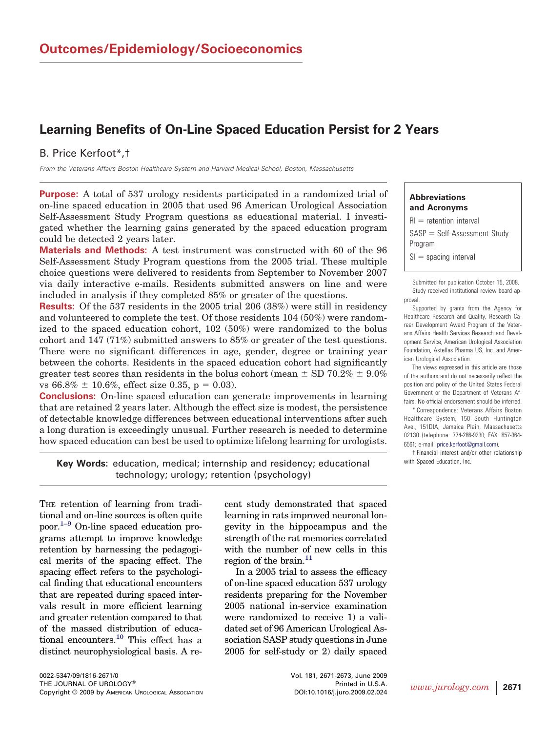# Outcomes/Epidemiology/Socioeconomics

## Learning Benefits of On-Line Spaced Education Persist for 2 Years

B. Price Kerfoot*,†

*From the Veterans Affairs Boston Healthcare System and Harvard Medical School, Boston, Massachusetts*

**Purpose:** A total of 537 urology residents participated in a randomized trial of on-line spaced education in 2005 that used 96 American Urological Association Self-Assessment Study Program questions as educational material. I investigated whether the learning gains generated by the spaced education program could be detected 2 years later.

**Materials and Methods:** A test instrument was constructed with 60 of the 96 Self-Assessment Study Program questions from the 2005 trial. These multiple choice questions were delivered to residents from September to November 2007 via daily interactive e-mails. Residents submitted answers on line and were included in analysis if they completed 85% or greater of the questions.

**Results:** Of the 537 residents in the 2005 trial 206 (38%) were still in residency and volunteered to complete the test. Of those residents 104 (50%) were randomized to the spaced education cohort, 102 (50%) were randomized to the bolus cohort and 147 (71%) submitted answers to 85% or greater of the test questions. There were no significant differences in age, gender, degree or training year between the cohorts. Residents in the spaced education cohort had significantly greater test scores than residents in the bolus cohort (mean ± SD 70.2% ± 9.0% vs 66.8% ± 10.6%, effect size 0.35, $p = 0.03$).

**Conclusions:** On-line spaced education can generate improvements in learning that are retained 2 years later. Although the effect size is modest, the persistence of detectable knowledge differences between educational interventions after such a long duration is exceedingly unusual. Further research is needed to determine how spaced education can best be used to optimize lifelong learning for urologists.

**Key Words:** education, medical; internship and residency; educational technology; urology; retention (psychology)

**Abbreviations and Acronyms**

RI = retention interval

SASP = Self-Assessment Study Program

SI = spacing interval

Submitted for publication October 15, 2008.

Study received institutional review board approval.

Supported by grants from the Agency for Healthcare Research and Quality, Research Career Development Award Program of the Veterans Affairs Health Services Research and Development Service, American Urological Association Foundation, Astellas Pharma US, Inc. and American Urological Association.

The views expressed in this article are those of the authors and do not necessarily reflect the position and policy of the United States Federal Government or the Department of Veterans Affairs. No official endorsement should be inferred.

\* Correspondence: Veterans Affairs Boston Healthcare System, 150 South Huntington Ave., 151DIA, Jamaica Plain, Massachusetts 02130 (telephone: 774-286-9230; FAX: 857-364-6561; e-mail: price.kerfoot@gmail.com).

† Financial interest and/or other relationship with Spaced Education, Inc.

The retention of learning from traditional and on-line sources is often quite poor.[1–9] On-line spaced education programs attempt to improve knowledge retention by harnessing the pedagogical merits of the spacing effect. The spacing effect refers to the psychological finding that educational encounters that are repeated during spaced intervals result in more efficient learning and greater retention compared to that of the massed distribution of educational encounters.[10] This effect has a distinct neurophysiological basis. A recent study demonstrated that spaced learning in rats improved neuronal longevity in the hippocampus and the strength of the rat memories correlated with the number of new cells in this region of the brain.[11]

In a 2005 trial to assess the efficacy of on-line spaced education 537 urology residents preparing for the November 2005 national in-service examination were randomized to receive 1) a validated set of 96 American Urological Association SASP study questions in June 2005 for self-study or 2) daily spaced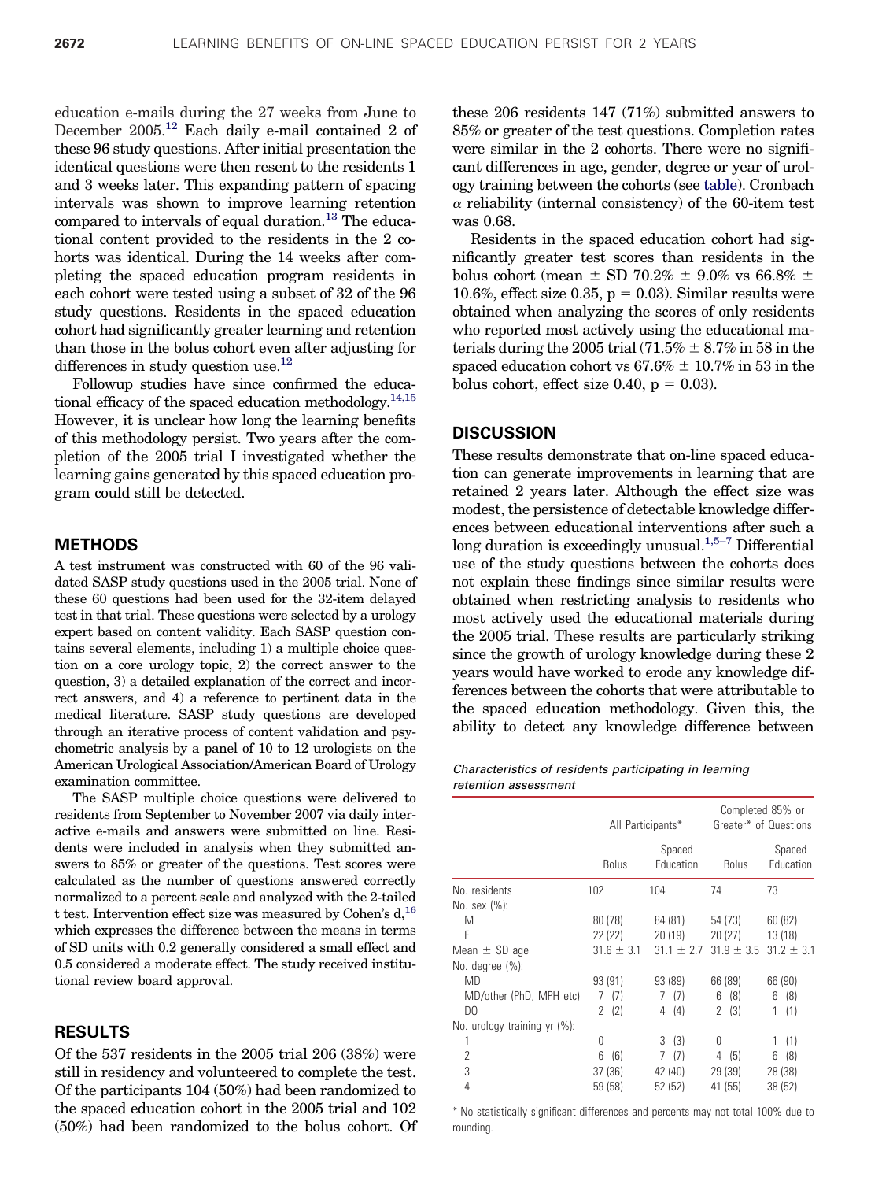education e-mails during the 27 weeks from June to December 2005.[12] Each daily e-mail contained 2 of these 96 study questions. After initial presentation the identical questions were then resent to the residents 1 and 3 weeks later. This expanding pattern of spacing intervals was shown to improve learning retention compared to intervals of equal duration.[13] The educational content provided to the residents in the 2 cohorts was identical. During the 14 weeks after completing the spaced education program residents in each cohort were tested using a subset of 32 of the 96 study questions. Residents in the spaced education cohort had significantly greater learning and retention than those in the bolus cohort even after adjusting for differences in study question use.[12]

Followup studies have since confirmed the educational efficacy of the spaced education methodology.[14,15] However, it is unclear how long the learning benefits of this methodology persist. Two years after the completion of the 2005 trial I investigated whether the learning gains generated by this spaced education program could still be detected.

## METHODS

A test instrument was constructed with 60 of the 96 validated SASP study questions used in the 2005 trial. None of these 60 questions had been used for the 32-item delayed test in that trial. These questions were selected by a urology expert based on content validity. Each SASP question contains several elements, including 1) a multiple choice question on a core urology topic, 2) the correct answer to the question, 3) a detailed explanation of the correct and incorrect answers, and 4) a reference to pertinent data in the medical literature. SASP study questions are developed through an iterative process of content validation and psychometric analysis by a panel of 10 to 12 urologists on the American Urological Association/American Board of Urology examination committee.

The SASP multiple choice questions were delivered to residents from September to November 2007 via daily interactive e-mails and answers were submitted on line. Residents were included in analysis when they submitted answers to 85% or greater of the questions. Test scores were calculated as the number of questions answered correctly normalized to a percent scale and analyzed with the 2-tailed t test. Intervention effect size was measured by Cohen's d,[16] which expresses the difference between the means in terms of SD units with 0.2 generally considered a small effect and 0.5 considered a moderate effect. The study received institutional review board approval.

## RESULTS

Of the 537 residents in the 2005 trial 206 (38%) were still in residency and volunteered to complete the test. Of the participants 104 (50%) had been randomized to the spaced education cohort in the 2005 trial and 102 (50%) had been randomized to the bolus cohort. Of these 206 residents 147 (71%) submitted answers to 85% or greater of the test questions. Completion rates were similar in the 2 cohorts. There were no significant differences in age, gender, degree or year of urology training between the cohorts (see table). Cronbach $\alpha$ reliability (internal consistency) of the 60-item test was 0.68.

Residents in the spaced education cohort had significantly greater test scores than residents in the bolus cohort (mean $\pm$ SD 70.2% $\pm$ 9.0% vs 66.8% $\pm$ 10.6%, effect size 0.35, $p = 0.03$). Similar results were obtained when analyzing the scores of only residents who reported most actively using the educational materials during the 2005 trial (71.5% $\pm$ 8.7% in 58 in the spaced education cohort vs 67.6% $\pm$ 10.7% in 53 in the bolus cohort, effect size 0.40, $p = 0.03$).

## DISCUSSION

These results demonstrate that on-line spaced education can generate improvements in learning that are retained 2 years later. Although the effect size was modest, the persistence of detectable knowledge differences between educational interventions after such a long duration is exceedingly unusual.[1,5–7] Differential use of the study questions between the cohorts does not explain these findings since similar results were obtained when restricting analysis to residents who most actively used the educational materials during the 2005 trial. These results are particularly striking since the growth of urology knowledge during these 2 years would have worked to erode any knowledge differences between the cohorts that were attributable to the spaced education methodology. Given this, the ability to detect any knowledge difference between

*Characteristics of residents participating in learning retention assessment*

| | All Participants* | | Completed 85% or Greater* of Questions | |
|---|---|---|---|---|
| | Bolus | Spaced Education | Bolus | Spaced Education |
| No. residents | 102 | 104 | 74 | 73 |
| No. sex (%): | | | | |
| M | 80 (78) | 84 (81) | 54 (73) | 60 (82) |
| F | 22 (22) | 20 (19) | 20 (27) | 13 (18) |
| Mean ± SD age | 31.6 ± 3.1 | 31.1 ± 2.7 | 31.9 ± 3.5 | 31.2 ± 3.1 |
| No. degree (%): | | | | |
| MD | 93 (91) | 93 (89) | 66 (89) | 66 (90) |
| MD/other (PhD, MPH etc) | 7 (7) | 7 (7) | 6 (8) | 6 (8) |
| DO | 2 (2) | 4 (4) | 2 (3) | 1 (1) |
| No. urology training yr (%): | | | | |
| 1 | 0 | 3 (3) | 0 | 1 (1) |
| 2 | 6 (6) | 7 (7) | 4 (5) | 6 (8) |
| 3 | 37 (36) | 42 (40) | 29 (39) | 28 (38) |
| 4 | 59 (58) | 52 (52) | 41 (55) | 38 (52) |

\* No statistically significant differences and percents may not total 100% due to rounding.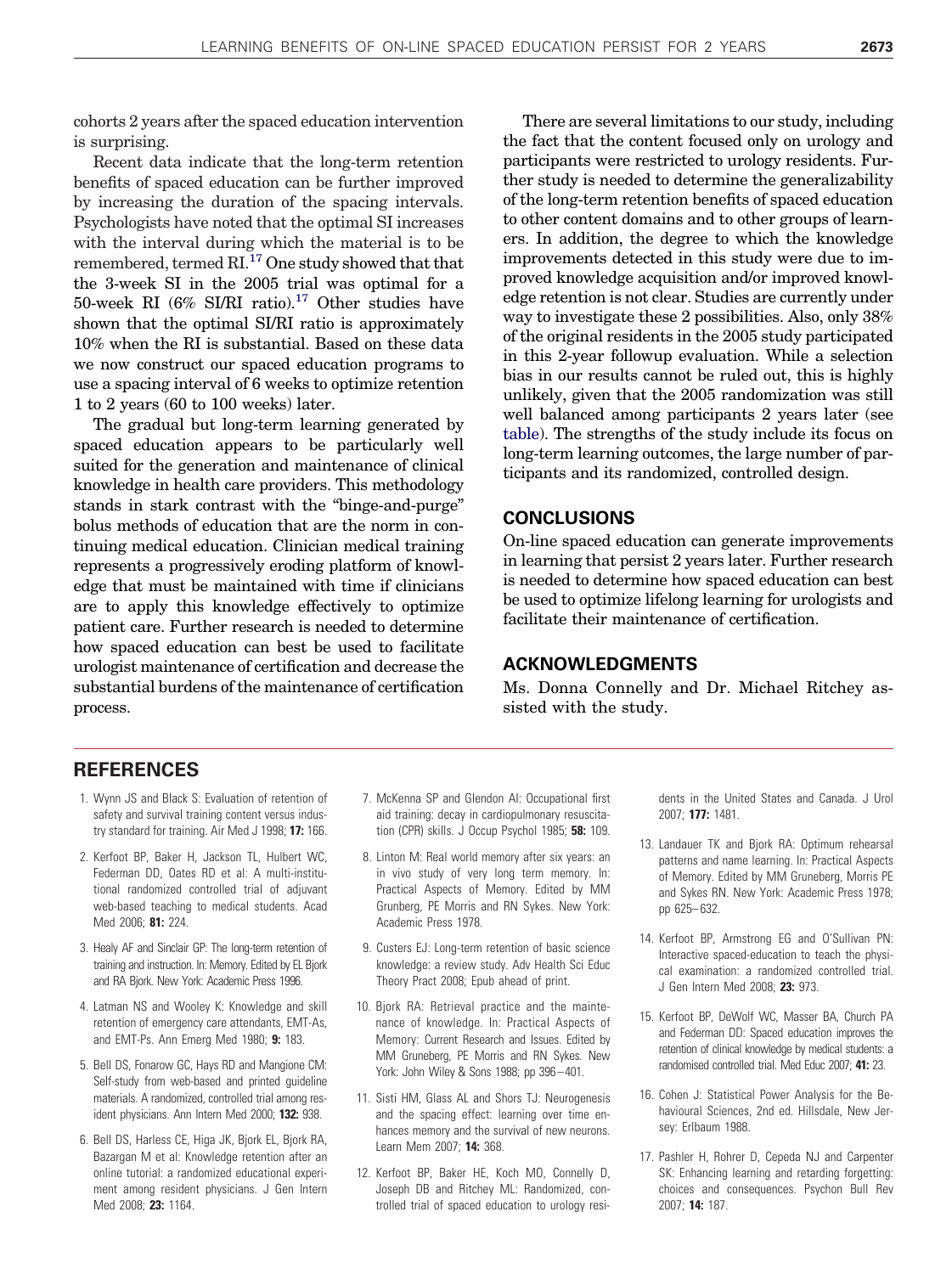cohorts 2 years after the spaced education intervention is surprising.

Recent data indicate that the long-term retention benefits of spaced education can be further improved by increasing the duration of the spacing intervals. Psychologists have noted that the optimal SI increases with the interval during which the material is to be remembered, termed RI.[17] One study showed that that the 3-week SI in the 2005 trial was optimal for a 50-week RI (6% SI/RI ratio).[17] Other studies have shown that the optimal SI/RI ratio is approximately 10% when the RI is substantial. Based on these data we now construct our spaced education programs to use a spacing interval of 6 weeks to optimize retention 1 to 2 years (60 to 100 weeks) later.

The gradual but long-term learning generated by spaced education appears to be particularly well suited for the generation and maintenance of clinical knowledge in health care providers. This methodology stands in stark contrast with the "binge-and-purge" bolus methods of education that are the norm in continuing medical education. Clinician medical training represents a progressively eroding platform of knowledge that must be maintained with time if clinicians are to apply this knowledge effectively to optimize patient care. Further research is needed to determine how spaced education can best be used to facilitate urologist maintenance of certification and decrease the substantial burdens of the maintenance of certification process.

There are several limitations to our study, including the fact that the content focused only on urology and participants were restricted to urology residents. Further study is needed to determine the generalizability of the long-term retention benefits of spaced education to other content domains and to other groups of learners. In addition, the degree to which the knowledge improvements detected in this study were due to improved knowledge acquisition and/or improved knowledge retention is not clear. Studies are currently under way to investigate these 2 possibilities. Also, only 38% of the original residents in the 2005 study participated in this 2-year followup evaluation. While a selection bias in our results cannot be ruled out, this is highly unlikely, given that the 2005 randomization was still well balanced among participants 2 years later (see table). The strengths of the study include its focus on long-term learning outcomes, the large number of participants and its randomized, controlled design.

## CONCLUSIONS

On-line spaced education can generate improvements in learning that persist 2 years later. Further research is needed to determine how spaced education can best be used to optimize lifelong learning for urologists and facilitate their maintenance of certification.

## ACKNOWLEDGMENTS

Ms. Donna Connelly and Dr. Michael Ritchey assisted with the study.

## REFERENCES

1. Wynn JS and Black S: Evaluation of retention of safety and survival training content versus industry standard for training. Air Med J 1998; **17:** 166.
2. Kerfoot BP, Baker H, Jackson TL, Hulbert WC, Federman DD, Oates RD et al: A multi-institutional randomized controlled trial of adjuvant web-based teaching to medical students. Acad Med 2006; **81:** 224.
3. Healy AF and Sinclair GP: The long-term retention of training and instruction. In: Memory. Edited by EL Bjork and RA Bjork. New York: Academic Press 1996.
4. Latman NS and Wooley K: Knowledge and skill retention of emergency care attendants, EMT-As, and EMT-Ps. Ann Emerg Med 1980; **9:** 183.
5. Bell DS, Fonarow GC, Hays RD and Mangione CM: Self-study from web-based and printed guideline materials. A randomized, controlled trial among resident physicians. Ann Intern Med 2000; **132:** 938.
6. Bell DS, Harless CE, Higa JK, Bjork EL, Bjork RA, Bazargan M et al: Knowledge retention after an online tutorial: a randomized educational experiment among resident physicians. J Gen Intern Med 2008; **23:** 1164.
7. McKenna SP and Glendon AI: Occupational first aid training: decay in cardiopulmonary resuscitation (CPR) skills. J Occup Psychol 1985; **58:** 109.
8. Linton M: Real world memory after six years: an in vivo study of very long term memory. In: Practical Aspects of Memory. Edited by MM Grunberg, PE Morris and RN Sykes. New York: Academic Press 1978.
9. Custers EJ: Long-term retention of basic science knowledge: a review study. Adv Health Sci Educ Theory Pract 2008; Epub ahead of print.
10. Bjork RA: Retrieval practice and the maintenance of knowledge. In: Practical Aspects of Memory: Current Research and Issues. Edited by MM Gruneberg, PE Morris and RN Sykes. New York: John Wiley & Sons 1988; pp 396–401.
11. Sisti HM, Glass AL and Shors TJ: Neurogenesis and the spacing effect: learning over time enhances memory and the survival of new neurons. Learn Mem 2007; **14:** 368.
12. Kerfoot BP, Baker HE, Koch MO, Connelly D, Joseph DB and Ritchey ML: Randomized, controlled trial of spaced education to urology residents in the United States and Canada. J Urol 2007; **177:** 1481.
13. Landauer TK and Bjork RA: Optimum rehearsal patterns and name learning. In: Practical Aspects of Memory. Edited by MM Gruneberg, Morris PE and Sykes RN. New York: Academic Press 1978; pp 625–632.
14. Kerfoot BP, Armstrong EG and O'Sullivan PN: Interactive spaced-education to teach the physical examination: a randomized controlled trial. J Gen Intern Med 2008; **23:** 973.
15. Kerfoot BP, DeWolf WC, Masser BA, Church PA and Federman DD: Spaced education improves the retention of clinical knowledge by medical students: a randomised controlled trial. Med Educ 2007; **41:** 23.
16. Cohen J: Statistical Power Analysis for the Behavioural Sciences, 2nd ed. Hillsdale, New Jersey: Erlbaum 1988.
17. Pashler H, Rohrer D, Cepeda NJ and Carpenter SK: Enhancing learning and retarding forgetting: choices and consequences. Psychon Bull Rev 2007; **14:** 187.